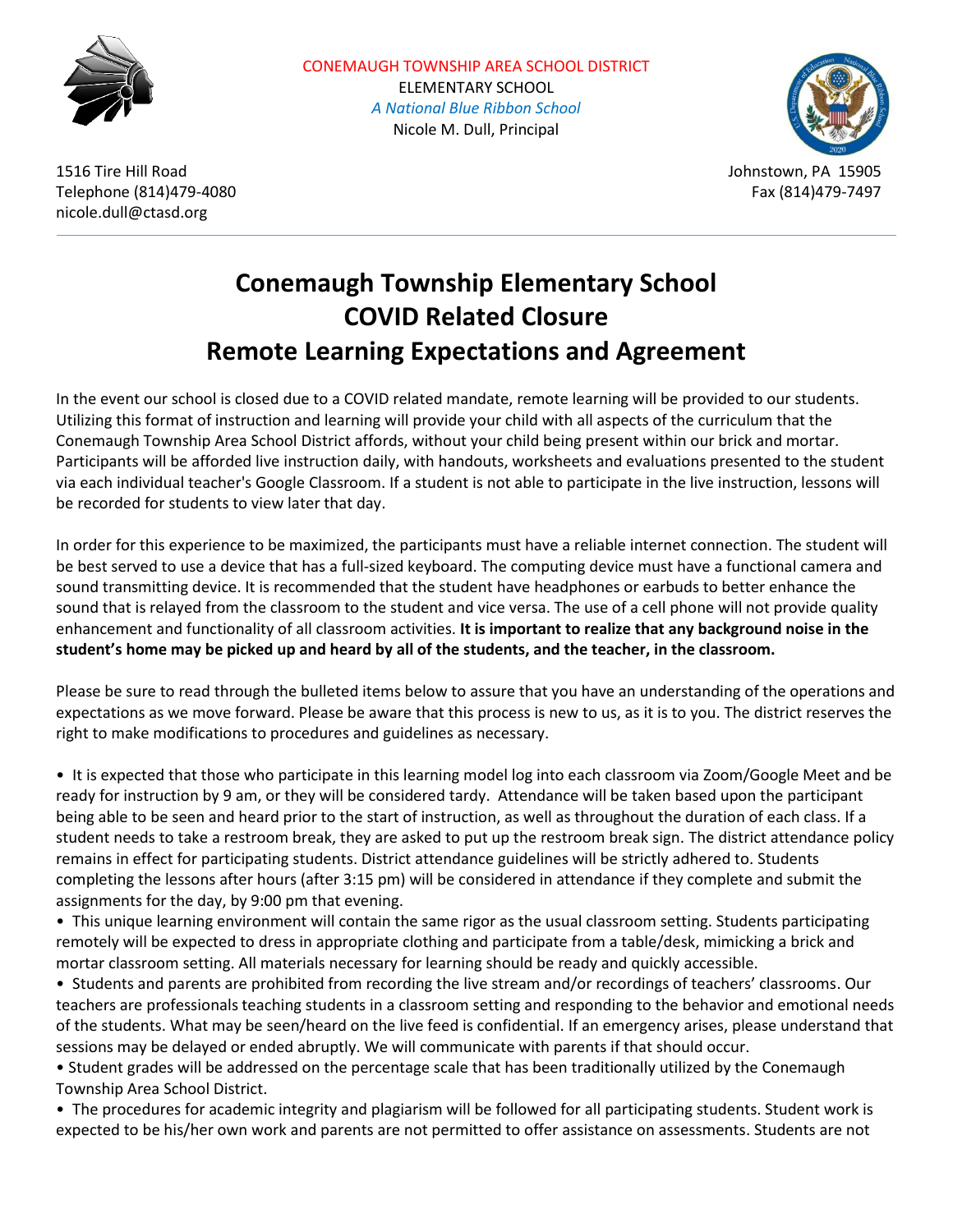CONEMAUGH TOWNSHIP AREA SCHOOL DISTRICT
ELEMENTARY SCHOOL
*A National Blue Ribbon School*
Nicole M. Dull, Principal

1516 Tire Hill Road
Telephone (814)479-4080
nicole.dull@ctasd.org

Johnstown, PA 15905
Fax (814)479-7497

# Conemaugh Township Elementary School
# COVID Related Closure
# Remote Learning Expectations and Agreement

In the event our school is closed due to a COVID related mandate, remote learning will be provided to our students. Utilizing this format of instruction and learning will provide your child with all aspects of the curriculum that the Conemaugh Township Area School District affords, without your child being present within our brick and mortar. Participants will be afforded live instruction daily, with handouts, worksheets and evaluations presented to the student via each individual teacher's Google Classroom. If a student is not able to participate in the live instruction, lessons will be recorded for students to view later that day.

In order for this experience to be maximized, the participants must have a reliable internet connection. The student will be best served to use a device that has a full-sized keyboard. The computing device must have a functional camera and sound transmitting device. It is recommended that the student have headphones or earbuds to better enhance the sound that is relayed from the classroom to the student and vice versa. The use of a cell phone will not provide quality enhancement and functionality of all classroom activities. **It is important to realize that any background noise in the student's home may be picked up and heard by all of the students, and the teacher, in the classroom.**

Please be sure to read through the bulleted items below to assure that you have an understanding of the operations and expectations as we move forward. Please be aware that this process is new to us, as it is to you. The district reserves the right to make modifications to procedures and guidelines as necessary.

- It is expected that those who participate in this learning model log into each classroom via Zoom/Google Meet and be ready for instruction by 9 am, or they will be considered tardy. Attendance will be taken based upon the participant being able to be seen and heard prior to the start of instruction, as well as throughout the duration of each class. If a student needs to take a restroom break, they are asked to put up the restroom break sign. The district attendance policy remains in effect for participating students. District attendance guidelines will be strictly adhered to. Students completing the lessons after hours (after 3:15 pm) will be considered in attendance if they complete and submit the assignments for the day, by 9:00 pm that evening.
- This unique learning environment will contain the same rigor as the usual classroom setting. Students participating remotely will be expected to dress in appropriate clothing and participate from a table/desk, mimicking a brick and mortar classroom setting. All materials necessary for learning should be ready and quickly accessible.
- Students and parents are prohibited from recording the live stream and/or recordings of teachers' classrooms. Our teachers are professionals teaching students in a classroom setting and responding to the behavior and emotional needs of the students. What may be seen/heard on the live feed is confidential. If an emergency arises, please understand that sessions may be delayed or ended abruptly. We will communicate with parents if that should occur.
- Student grades will be addressed on the percentage scale that has been traditionally utilized by the Conemaugh Township Area School District.
- The procedures for academic integrity and plagiarism will be followed for all participating students. Student work is expected to be his/her own work and parents are not permitted to offer assistance on assessments. Students are not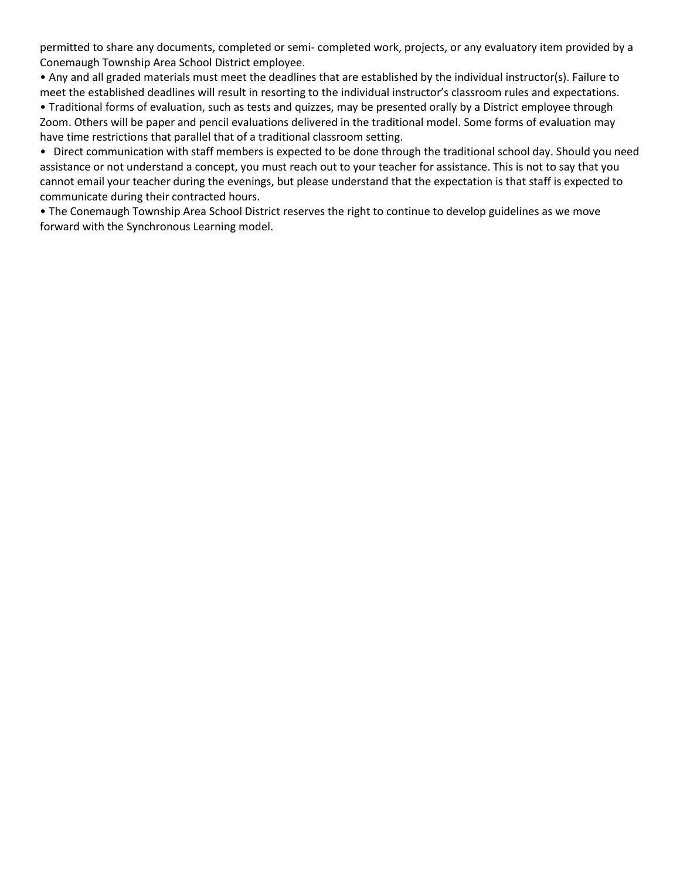permitted to share any documents, completed or semi- completed work, projects, or any evaluatory item provided by a Conemaugh Township Area School District employee.

- Any and all graded materials must meet the deadlines that are established by the individual instructor(s). Failure to meet the established deadlines will result in resorting to the individual instructor's classroom rules and expectations.
- Traditional forms of evaluation, such as tests and quizzes, may be presented orally by a District employee through Zoom. Others will be paper and pencil evaluations delivered in the traditional model. Some forms of evaluation may have time restrictions that parallel that of a traditional classroom setting.
- Direct communication with staff members is expected to be done through the traditional school day. Should you need assistance or not understand a concept, you must reach out to your teacher for assistance. This is not to say that you cannot email your teacher during the evenings, but please understand that the expectation is that staff is expected to communicate during their contracted hours.
- The Conemaugh Township Area School District reserves the right to continue to develop guidelines as we move forward with the Synchronous Learning model.